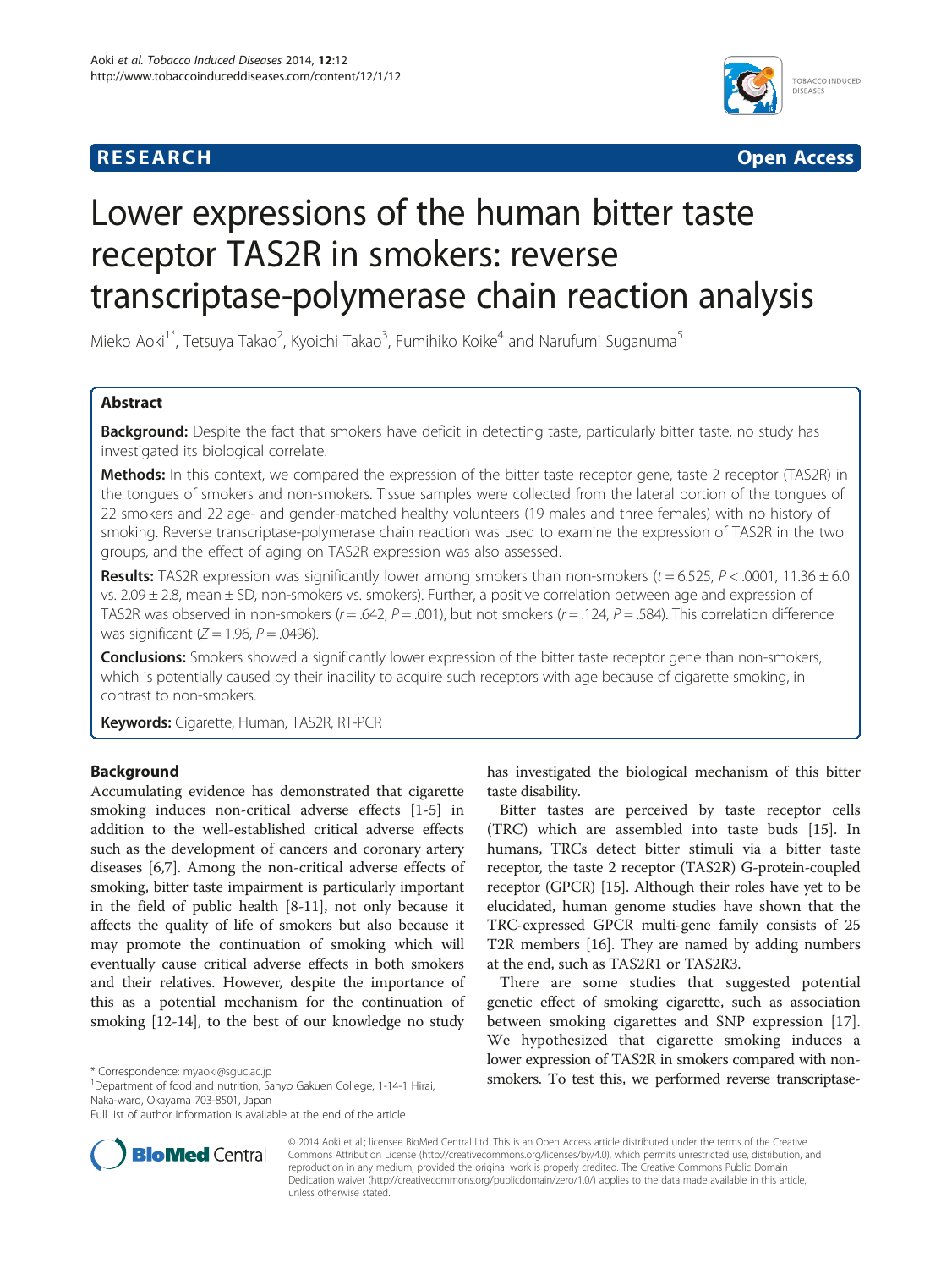**RESEARCH** **Open Access**

# Lower expressions of the human bitter taste receptor TAS2R in smokers: reverse transcriptase-polymerase chain reaction analysis

Mieko Aoki[1*], Tetsuya Takao[2], Kyoichi Takao[3], Fumihiko Koike[4] and Narufumi Suganuma[5]

## Abstract

**Background:** Despite the fact that smokers have deficit in detecting taste, particularly bitter taste, no study has investigated its biological correlate.

**Methods:** In this context, we compared the expression of the bitter taste receptor gene, taste 2 receptor (TAS2R) in the tongues of smokers and non-smokers. Tissue samples were collected from the lateral portion of the tongues of 22 smokers and 22 age- and gender-matched healthy volunteers (19 males and three females) with no history of smoking. Reverse transcriptase-polymerase chain reaction was used to examine the expression of TAS2R in the two groups, and the effect of aging on TAS2R expression was also assessed.

**Results:** TAS2R expression was significantly lower among smokers than non-smokers ($t = 6.525$, $P < .0001$, $11.36 \pm 6.0$ vs. $2.09 \pm 2.8$, mean ± SD, non-smokers vs. smokers). Further, a positive correlation between age and expression of TAS2R was observed in non-smokers ($r = .642$, $P = .001$), but not smokers ($r = .124$, $P = .584$). This correlation difference was significant ($Z = 1.96$, $P = .0496$).

**Conclusions:** Smokers showed a significantly lower expression of the bitter taste receptor gene than non-smokers, which is potentially caused by their inability to acquire such receptors with age because of cigarette smoking, in contrast to non-smokers.

**Keywords:** Cigarette, Human, TAS2R, RT-PCR

## Background

Accumulating evidence has demonstrated that cigarette smoking induces non-critical adverse effects [1-5] in addition to the well-established critical adverse effects such as the development of cancers and coronary artery diseases [6,7]. Among the non-critical adverse effects of smoking, bitter taste impairment is particularly important in the field of public health [8-11], not only because it affects the quality of life of smokers but also because it may promote the continuation of smoking which will eventually cause critical adverse effects in both smokers and their relatives. However, despite the importance of this as a potential mechanism for the continuation of smoking [12-14], to the best of our knowledge no study has investigated the biological mechanism of this bitter taste disability.

Bitter tastes are perceived by taste receptor cells (TRC) which are assembled into taste buds [15]. In humans, TRCs detect bitter stimuli via a bitter taste receptor, the taste 2 receptor (TAS2R) G-protein-coupled receptor (GPCR) [15]. Although their roles have yet to be elucidated, human genome studies have shown that the TRC-expressed GPCR multi-gene family consists of 25 T2R members [16]. They are named by adding numbers at the end, such as TAS2R1 or TAS2R3.

There are some studies that suggested potential genetic effect of smoking cigarette, such as association between smoking cigarettes and SNP expression [17]. We hypothesized that cigarette smoking induces a lower expression of TAS2R in smokers compared with non-smokers. To test this, we performed reverse transcriptase-

* Correspondence: myaoki@sguc.ac.jp
[1]Department of food and nutrition, Sanyo Gakuen College, 1-14-1 Hirai, Naka-ward, Okayama 703-8501, Japan
Full list of author information is available at the end of the article

© 2014 Aoki et al.; licensee BioMed Central Ltd. This is an Open Access article distributed under the terms of the Creative Commons Attribution License (http://creativecommons.org/licenses/by/4.0), which permits unrestricted use, distribution, and reproduction in any medium, provided the original work is properly credited. The Creative Commons Public Domain Dedication waiver (http://creativecommons.org/publicdomain/zero/1.0/) applies to the data made available in this article, unless otherwise stated.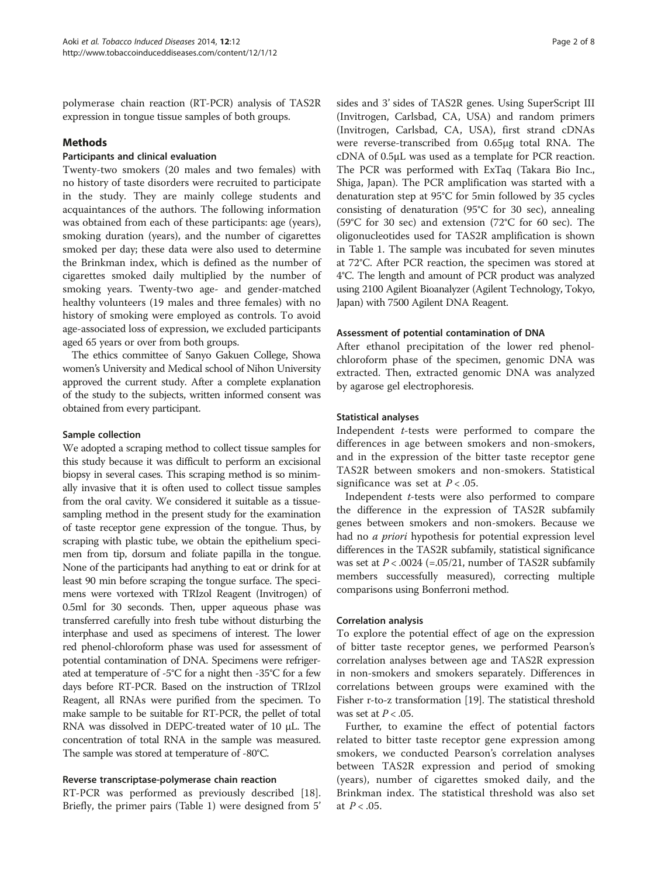polymerase chain reaction (RT-PCR) analysis of TAS2R expression in tongue tissue samples of both groups.

## Methods

### Participants and clinical evaluation

Twenty-two smokers (20 males and two females) with no history of taste disorders were recruited to participate in the study. They are mainly college students and acquaintances of the authors. The following information was obtained from each of these participants: age (years), smoking duration (years), and the number of cigarettes smoked per day; these data were also used to determine the Brinkman index, which is defined as the number of cigarettes smoked daily multiplied by the number of smoking years. Twenty-two age- and gender-matched healthy volunteers (19 males and three females) with no history of smoking were employed as controls. To avoid age-associated loss of expression, we excluded participants aged 65 years or over from both groups.

The ethics committee of Sanyo Gakuen College, Showa women's University and Medical school of Nihon University approved the current study. After a complete explanation of the study to the subjects, written informed consent was obtained from every participant.

### Sample collection

We adopted a scraping method to collect tissue samples for this study because it was difficult to perform an excisional biopsy in several cases. This scraping method is so minimally invasive that it is often used to collect tissue samples from the oral cavity. We considered it suitable as a tissue-sampling method in the present study for the examination of taste receptor gene expression of the tongue. Thus, by scraping with plastic tube, we obtain the epithelium specimen from tip, dorsum and foliate papilla in the tongue. None of the participants had anything to eat or drink for at least 90 min before scraping the tongue surface. The specimens were vortexed with TRIzol Reagent (Invitrogen) of 0.5ml for 30 seconds. Then, upper aqueous phase was transferred carefully into fresh tube without disturbing the interphase and used as specimens of interest. The lower red phenol-chloroform phase was used for assessment of potential contamination of DNA. Specimens were refrigerated at temperature of -5°C for a night then -35°C for a few days before RT-PCR. Based on the instruction of TRIzol Reagent, all RNAs were purified from the specimen. To make sample to be suitable for RT-PCR, the pellet of total RNA was dissolved in DEPC-treated water of 10 μL. The concentration of total RNA in the sample was measured. The sample was stored at temperature of -80°C.

### Reverse transcriptase-polymerase chain reaction

RT-PCR was performed as previously described [18]. Briefly, the primer pairs (Table 1) were designed from 5' sides and 3' sides of TAS2R genes. Using SuperScript III (Invitrogen, Carlsbad, CA, USA) and random primers (Invitrogen, Carlsbad, CA, USA), first strand cDNAs were reverse-transcribed from 0.65μg total RNA. The cDNA of 0.5μL was used as a template for PCR reaction. The PCR was performed with ExTaq (Takara Bio Inc., Shiga, Japan). The PCR amplification was started with a denaturation step at 95°C for 5min followed by 35 cycles consisting of denaturation (95°C for 30 sec), annealing (59°C for 30 sec) and extension (72°C for 60 sec). The oligonucleotides used for TAS2R amplification is shown in Table 1. The sample was incubated for seven minutes at 72°C. After PCR reaction, the specimen was stored at 4°C. The length and amount of PCR product was analyzed using 2100 Agilent Bioanalyzer (Agilent Technology, Tokyo, Japan) with 7500 Agilent DNA Reagent.

### Assessment of potential contamination of DNA

After ethanol precipitation of the lower red phenol-chloroform phase of the specimen, genomic DNA was extracted. Then, extracted genomic DNA was analyzed by agarose gel electrophoresis.

### Statistical analyses

Independent *t*-tests were performed to compare the differences in age between smokers and non-smokers, and in the expression of the bitter taste receptor gene TAS2R between smokers and non-smokers. Statistical significance was set at $P < .05$.

Independent *t*-tests were also performed to compare the difference in the expression of TAS2R subfamily genes between smokers and non-smokers. Because we had no *a priori* hypothesis for potential expression level differences in the TAS2R subfamily, statistical significance was set at $P < .0024$ (=.05/21, number of TAS2R subfamily members successfully measured), correcting multiple comparisons using Bonferroni method.

### Correlation analysis

To explore the potential effect of age on the expression of bitter taste receptor genes, we performed Pearson's correlation analyses between age and TAS2R expression in non-smokers and smokers separately. Differences in correlations between groups were examined with the Fisher r-to-z transformation [19]. The statistical threshold was set at $P < .05$.

Further, to examine the effect of potential factors related to bitter taste receptor gene expression among smokers, we conducted Pearson's correlation analyses between TAS2R expression and period of smoking (years), number of cigarettes smoked daily, and the Brinkman index. The statistical threshold was also set at $P < .05$.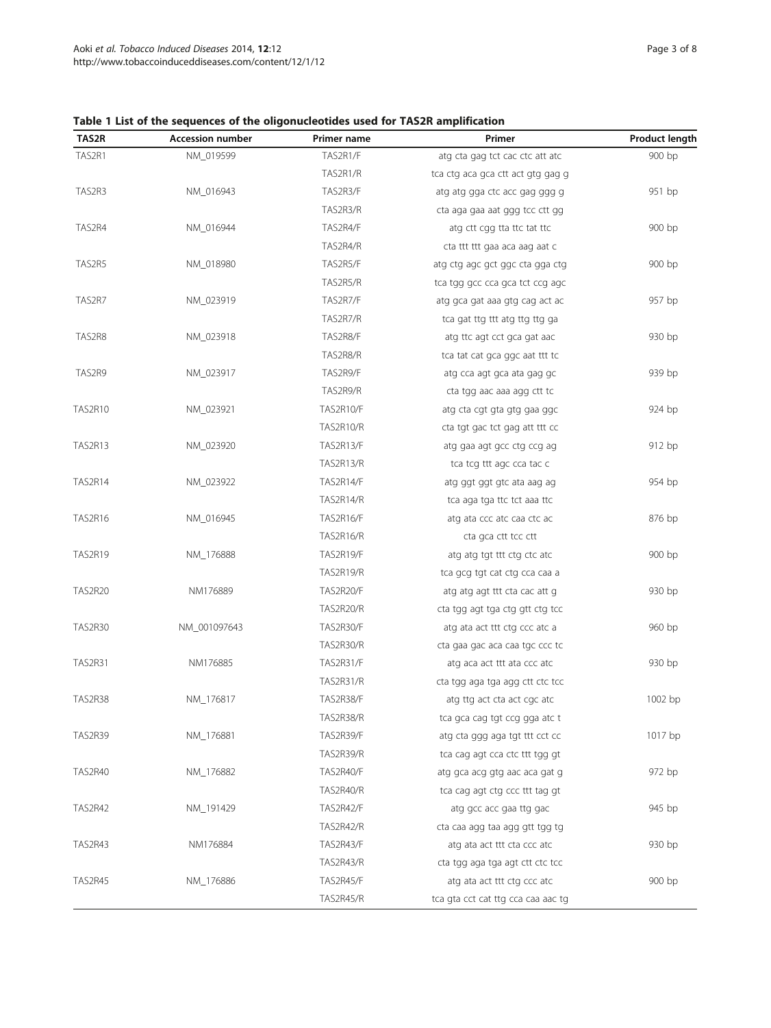**Table 1 List of the sequences of the oligonucleotides used for TAS2R amplification**

| TAS2R | Accession number | Primer name | Primer | Product length |
|---|---|---|---|---|
| TAS2R1 | NM_019599 | TAS2R1/F | atg cta gag tct cac ctc att atc | 900 bp |
| | | TAS2R1/R | tca ctg aca gca ctt act gtg gag g | |
| TAS2R3 | NM_016943 | TAS2R3/F | atg atg gga ctc acc gag ggg g | 951 bp |
| | | TAS2R3/R | cta aga gaa aat ggg tcc ctt gg | |
| TAS2R4 | NM_016944 | TAS2R4/F | atg ctt cgg tta ttc tat ttc | 900 bp |
| | | TAS2R4/R | cta ttt ttt gaa aca aag aat c | |
| TAS2R5 | NM_018980 | TAS2R5/F | atg ctg agc gct ggc cta gga ctg | 900 bp |
| | | TAS2R5/R | tca tgg gcc cca gca tct ccg agc | |
| TAS2R7 | NM_023919 | TAS2R7/F | atg gca gat aaa gtg cag act ac | 957 bp |
| | | TAS2R7/R | tca gat ttg ttt atg ttg ttg ga | |
| TAS2R8 | NM_023918 | TAS2R8/F | atg ttc agt cct gca gat aac | 930 bp |
| | | TAS2R8/R | tca tat cat gca ggc aat ttt tc | |
| TAS2R9 | NM_023917 | TAS2R9/F | atg cca agt gca ata gag gc | 939 bp |
| | | TAS2R9/R | cta tgg aac aaa agg ctt tc | |
| TAS2R10 | NM_023921 | TAS2R10/F | atg cta cgt gta gtg gaa ggc | 924 bp |
| | | TAS2R10/R | cta tgt gac tct gag att ttt cc | |
| TAS2R13 | NM_023920 | TAS2R13/F | atg gaa agt gcc ctg ccg ag | 912 bp |
| | | TAS2R13/R | tca tcg ttt agc cca tac c | |
| TAS2R14 | NM_023922 | TAS2R14/F | atg ggt ggt gtc ata aag ag | 954 bp |
| | | TAS2R14/R | tca aga tga ttc tct aaa ttc | |
| TAS2R16 | NM_016945 | TAS2R16/F | atg ata ccc atc caa ctc ac | 876 bp |
| | | TAS2R16/R | cta gca ctt tcc ctt | |
| TAS2R19 | NM_176888 | TAS2R19/F | atg atg tgt ttt ctg ctc atc | 900 bp |
| | | TAS2R19/R | tca gcg tgt cat ctg cca caa a | |
| TAS2R20 | NM176889 | TAS2R20/F | atg atg agt ttt cta cac att g | 930 bp |
| | | TAS2R20/R | cta tgg agt tga ctg gtt ctg tcc | |
| TAS2R30 | NM_001097643 | TAS2R30/F | atg ata act ttt ctg ccc atc a | 960 bp |
| | | TAS2R30/R | cta gaa gac aca caa tgc ccc tc | |
| TAS2R31 | NM176885 | TAS2R31/F | atg aca act ttt ata ccc atc | 930 bp |
| | | TAS2R31/R | cta tgg aga tga agg ctt ctc tcc | |
| TAS2R38 | NM_176817 | TAS2R38/F | atg ttg act cta act cgc atc | 1002 bp |
| | | TAS2R38/R | tca gca cag tgt ccg gga atc t | |
| TAS2R39 | NM_176881 | TAS2R39/F | atg cta ggg aga tgt ttt cct cc | 1017 bp |
| | | TAS2R39/R | tca cag agt cca ctc ttt tgg gt | |
| TAS2R40 | NM_176882 | TAS2R40/F | atg gca acg gtg aac aca gat g | 972 bp |
| | | TAS2R40/R | tca cag agt ctg ccc ttt tag gt | |
| TAS2R42 | NM_191429 | TAS2R42/F | atg gcc acc gaa ttg gac | 945 bp |
| | | TAS2R42/R | cta caa agg taa agg gtt tgg tg | |
| TAS2R43 | NM176884 | TAS2R43/F | atg ata act ttt cta ccc atc | 930 bp |
| | | TAS2R43/R | cta tgg aga tga agt ctt ctc tcc | |
| TAS2R45 | NM_176886 | TAS2R45/F | atg ata act ttt ctg ccc atc | 900 bp |
| | | TAS2R45/R | tca gta cct cat ttg cca caa aac tg | |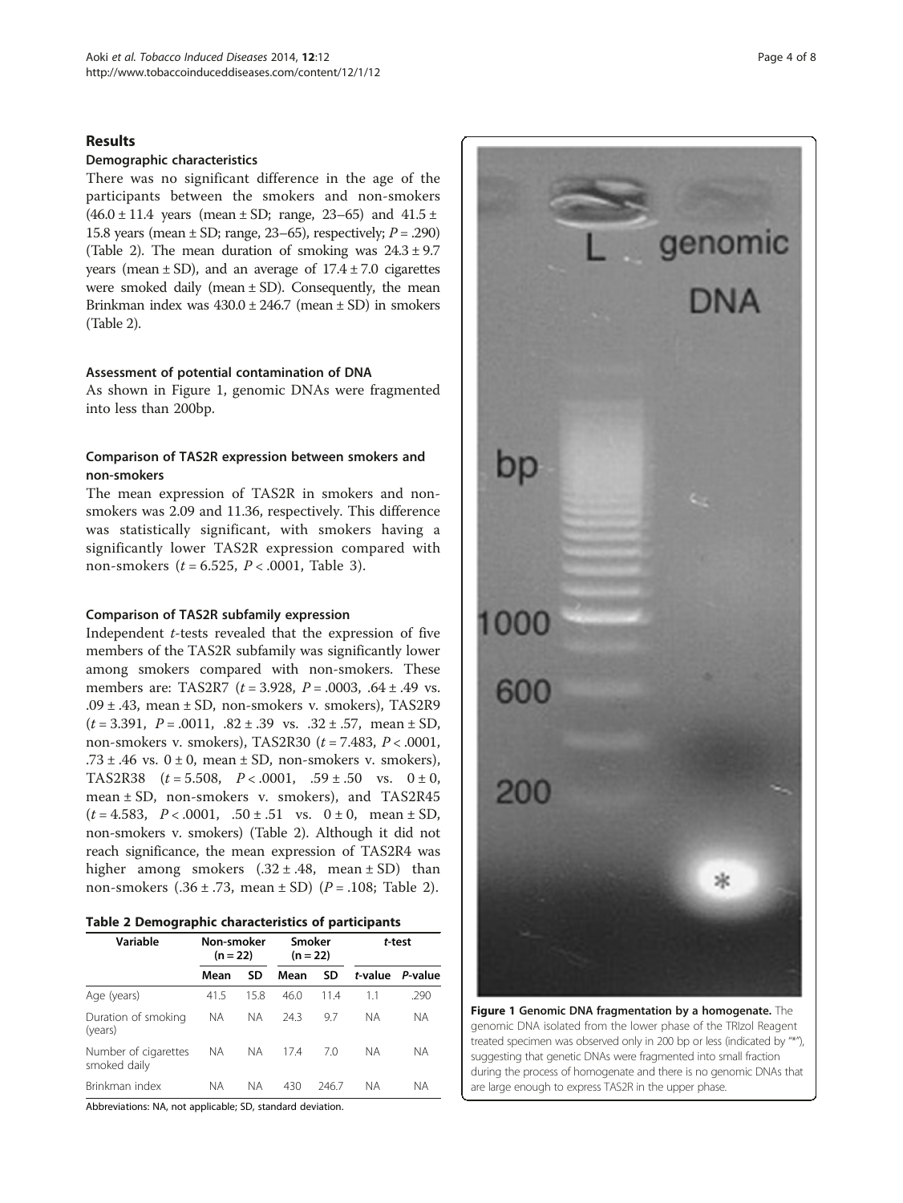## Results

### Demographic characteristics

There was no significant difference in the age of the participants between the smokers and non-smokers (46.0 ± 11.4 years (mean ± SD; range, 23–65) and 41.5 ± 15.8 years (mean ± SD; range, 23–65), respectively; $P = .290$) (Table 2). The mean duration of smoking was 24.3 ± 9.7 years (mean ± SD), and an average of 17.4 ± 7.0 cigarettes were smoked daily (mean ± SD). Consequently, the mean Brinkman index was 430.0 ± 246.7 (mean ± SD) in smokers (Table 2).

### Assessment of potential contamination of DNA

As shown in Figure 1, genomic DNAs were fragmented into less than 200bp.

### Comparison of TAS2R expression between smokers and non-smokers

The mean expression of TAS2R in smokers and non-smokers was 2.09 and 11.36, respectively. This difference was statistically significant, with smokers having a significantly lower TAS2R expression compared with non-smokers ($t = 6.525$, $P < .0001$, Table 3).

### Comparison of TAS2R subfamily expression

Independent *t*-tests revealed that the expression of five members of the TAS2R subfamily was significantly lower among smokers compared with non-smokers. These members are: TAS2R7 ($t = 3.928$, $P = .0003$, .64 ± .49 vs. .09 ± .43, mean ± SD, non-smokers v. smokers), TAS2R9 ($t = 3.391$, $P = .0011$, .82 ± .39 vs. .32 ± .57, mean ± SD, non-smokers v. smokers), TAS2R30 ($t = 7.483$, $P < .0001$, .73 ± .46 vs. 0 ± 0, mean ± SD, non-smokers v. smokers), TAS2R38 ($t = 5.508$, $P < .0001$, .59 ± .50 vs. 0 ± 0, mean ± SD, non-smokers v. smokers), and TAS2R45 ($t = 4.583$, $P < .0001$, .50 ± .51 vs. 0 ± 0, mean ± SD, non-smokers v. smokers) (Table 2). Although it did not reach significance, the mean expression of TAS2R4 was higher among smokers (.32 ± .48, mean ± SD) than non-smokers (.36 ± .73, mean ± SD) ($P = .108$; Table 2).

**Table 2 Demographic characteristics of participants**

| Variable | Non-smoker (n = 22) | | Smoker (n = 22) | | *t*-test | |
|---|---|---|---|---|---|---|
| | Mean | SD | Mean | SD | *t*-value | *P*-value |
| Age (years) | 41.5 | 15.8 | 46.0 | 11.4 | 1.1 | .290 |
| Duration of smoking (years) | NA | NA | 24.3 | 9.7 | NA | NA |
| Number of cigarettes smoked daily | NA | NA | 17.4 | 7.0 | NA | NA |
| Brinkman index | NA | NA | 430 | 246.7 | NA | NA |

Abbreviations: NA, not applicable; SD, standard deviation.

**Figure 1 Genomic DNA fragmentation by a homogenate.** The genomic DNA isolated from the lower phase of the TRIzol Reagent treated specimen was observed only in 200 bp or less (indicated by "*"), suggesting that genetic DNAs were fragmented into small fraction during the process of homogenate and there is no genomic DNAs that are large enough to express TAS2R in the upper phase.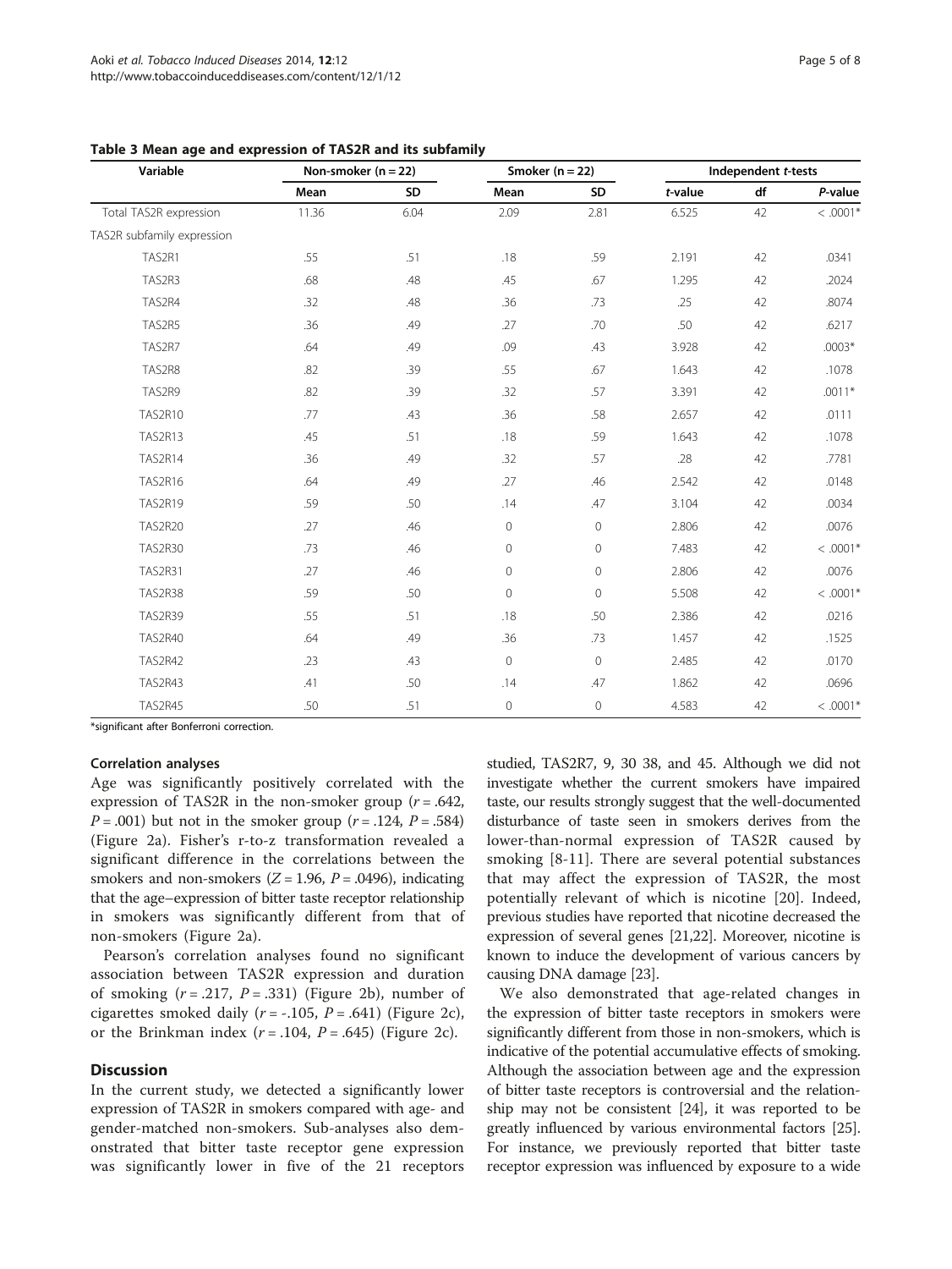**Table 3 Mean age and expression of TAS2R and its subfamily**

| Variable | Non-smoker (n = 22) | | Smoker (n = 22) | | Independent *t*-tests | | |
|---|---|---|---|---|---|---|---|
| | Mean | SD | Mean | SD | *t*-value | df | *P*-value |
| Total TAS2R expression | 11.36 | 6.04 | 2.09 | 2.81 | 6.525 | 42 | < .0001* |
| TAS2R subfamily expression | | | | | | | |
| TAS2R1 | .55 | .51 | .18 | .59 | 2.191 | 42 | .0341 |
| TAS2R3 | .68 | .48 | .45 | .67 | 1.295 | 42 | .2024 |
| TAS2R4 | .32 | .48 | .36 | .73 | .25 | 42 | .8074 |
| TAS2R5 | .36 | .49 | .27 | .70 | .50 | 42 | .6217 |
| TAS2R7 | .64 | .49 | .09 | .43 | 3.928 | 42 | .0003* |
| TAS2R8 | .82 | .39 | .55 | .67 | 1.643 | 42 | .1078 |
| TAS2R9 | .82 | .39 | .32 | .57 | 3.391 | 42 | .0011* |
| TAS2R10 | .77 | .43 | .36 | .58 | 2.657 | 42 | .0111 |
| TAS2R13 | .45 | .51 | .18 | .59 | 1.643 | 42 | .1078 |
| TAS2R14 | .36 | .49 | .32 | .57 | .28 | 42 | .7781 |
| TAS2R16 | .64 | .49 | .27 | .46 | 2.542 | 42 | .0148 |
| TAS2R19 | .59 | .50 | .14 | .47 | 3.104 | 42 | .0034 |
| TAS2R20 | .27 | .46 | 0 | 0 | 2.806 | 42 | .0076 |
| TAS2R30 | .73 | .46 | 0 | 0 | 7.483 | 42 | < .0001* |
| TAS2R31 | .27 | .46 | 0 | 0 | 2.806 | 42 | .0076 |
| TAS2R38 | .59 | .50 | 0 | 0 | 5.508 | 42 | < .0001* |
| TAS2R39 | .55 | .51 | .18 | .50 | 2.386 | 42 | .0216 |
| TAS2R40 | .64 | .49 | .36 | .73 | 1.457 | 42 | .1525 |
| TAS2R42 | .23 | .43 | 0 | 0 | 2.485 | 42 | .0170 |
| TAS2R43 | .41 | .50 | .14 | .47 | 1.862 | 42 | .0696 |
| TAS2R45 | .50 | .51 | 0 | 0 | 4.583 | 42 | < .0001* |

*significant after Bonferroni correction.

#### Correlation analyses

Age was significantly positively correlated with the expression of TAS2R in the non-smoker group ($r = .642$, $P = .001$) but not in the smoker group ($r = .124$, $P = .584$) (Figure 2a). Fisher's r-to-z transformation revealed a significant difference in the correlations between the smokers and non-smokers ($Z = 1.96$, $P = .0496$), indicating that the age–expression of bitter taste receptor relationship in smokers was significantly different from that of non-smokers (Figure 2a).

Pearson's correlation analyses found no significant association between TAS2R expression and duration of smoking ($r = .217$, $P = .331$) (Figure 2b), number of cigarettes smoked daily ($r = -.105$, $P = .641$) (Figure 2c), or the Brinkman index ($r = .104$, $P = .645$) (Figure 2c).

## Discussion

In the current study, we detected a significantly lower expression of TAS2R in smokers compared with age- and gender-matched non-smokers. Sub-analyses also demonstrated that bitter taste receptor gene expression was significantly lower in five of the 21 receptors studied, TAS2R7, 9, 30 38, and 45. Although we did not investigate whether the current smokers have impaired taste, our results strongly suggest that the well-documented disturbance of taste seen in smokers derives from the lower-than-normal expression of TAS2R caused by smoking [8-11]. There are several potential substances that may affect the expression of TAS2R, the most potentially relevant of which is nicotine [20]. Indeed, previous studies have reported that nicotine decreased the expression of several genes [21,22]. Moreover, nicotine is known to induce the development of various cancers by causing DNA damage [23].

We also demonstrated that age-related changes in the expression of bitter taste receptors in smokers were significantly different from those in non-smokers, which is indicative of the potential accumulative effects of smoking. Although the association between age and the expression of bitter taste receptors is controversial and the relationship may not be consistent [24], it was reported to be greatly influenced by various environmental factors [25]. For instance, we previously reported that bitter taste receptor expression was influenced by exposure to a wide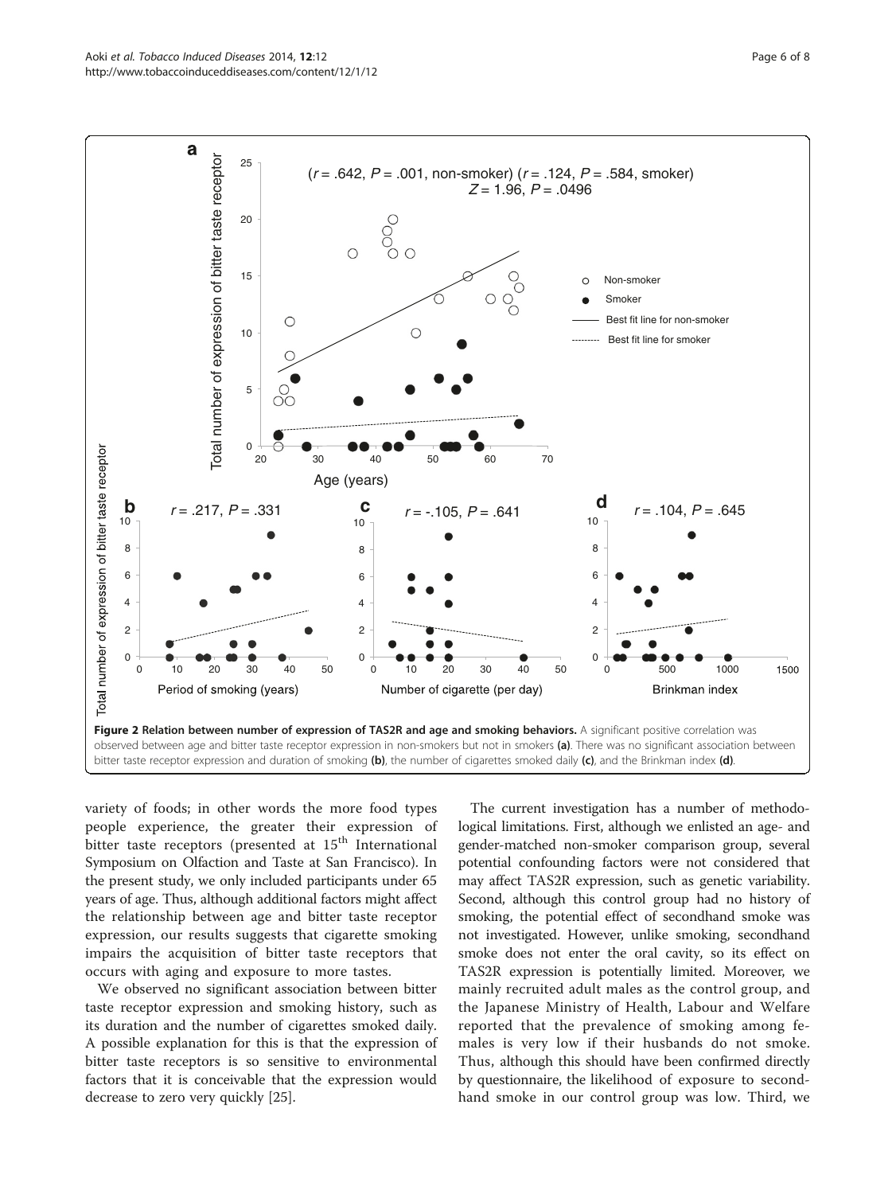**Figure 2 Relation between number of expression of TAS2R and age and smoking behaviors.** A significant positive correlation was observed between age and bitter taste receptor expression in non-smokers but not in smokers **(a)**. There was no significant association between bitter taste receptor expression and duration of smoking **(b)**, the number of cigarettes smoked daily **(c)**, and the Brinkman index **(d)**.

variety of foods; in other words the more food types people experience, the greater their expression of bitter taste receptors (presented at 15th International Symposium on Olfaction and Taste at San Francisco). In the present study, we only included participants under 65 years of age. Thus, although additional factors might affect the relationship between age and bitter taste receptor expression, our results suggests that cigarette smoking impairs the acquisition of bitter taste receptors that occurs with aging and exposure to more tastes.

We observed no significant association between bitter taste receptor expression and smoking history, such as its duration and the number of cigarettes smoked daily. A possible explanation for this is that the expression of bitter taste receptors is so sensitive to environmental factors that it is conceivable that the expression would decrease to zero very quickly [25].

The current investigation has a number of methodological limitations. First, although we enlisted an age- and gender-matched non-smoker comparison group, several potential confounding factors were not considered that may affect TAS2R expression, such as genetic variability. Second, although this control group had no history of smoking, the potential effect of secondhand smoke was not investigated. However, unlike smoking, secondhand smoke does not enter the oral cavity, so its effect on TAS2R expression is potentially limited. Moreover, we mainly recruited adult males as the control group, and the Japanese Ministry of Health, Labour and Welfare reported that the prevalence of smoking among females is very low if their husbands do not smoke. Thus, although this should have been confirmed directly by questionnaire, the likelihood of exposure to secondhand smoke in our control group was low. Third, we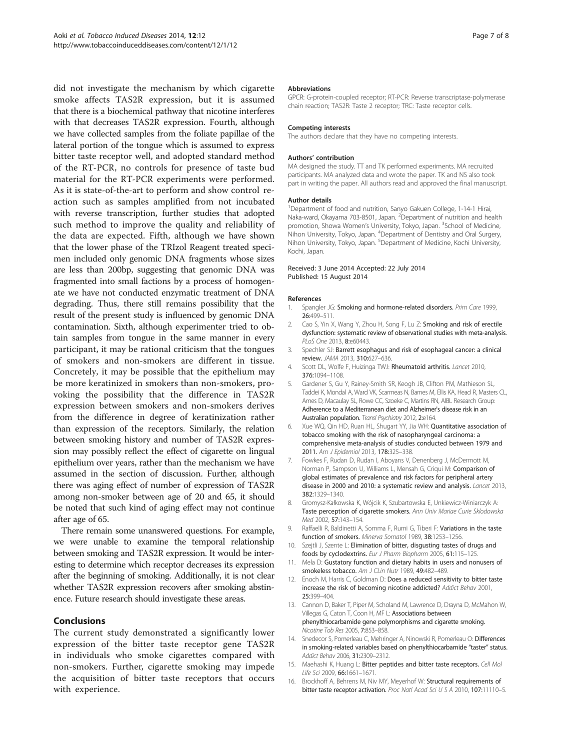did not investigate the mechanism by which cigarette smoke affects TAS2R expression, but it is assumed that there is a biochemical pathway that nicotine interferes with that decreases TAS2R expression. Fourth, although we have collected samples from the foliate papillae of the lateral portion of the tongue which is assumed to express bitter taste receptor well, and adopted standard method of the RT-PCR, no controls for presence of taste bud material for the RT-PCR experiments were performed. As it is state-of-the-art to perform and show control reaction such as samples amplified from not incubated with reverse transcription, further studies that adopted such method to improve the quality and reliability of the data are expected. Fifth, although we have shown that the lower phase of the TRIzol Reagent treated specimen included only genomic DNA fragments whose sizes are less than 200bp, suggesting that genomic DNA was fragmented into small factions by a process of homogenate we have not conducted enzymatic treatment of DNA degrading. Thus, there still remains possibility that the result of the present study is influenced by genomic DNA contamination. Sixth, although experimenter tried to obtain samples from tongue in the same manner in every participant, it may be rational criticism that the tongues of smokers and non-smokers are different in tissue. Concretely, it may be possible that the epithelium may be more keratinized in smokers than non-smokers, provoking the possibility that the difference in TAS2R expression between smokers and non-smokers derives from the difference in degree of keratinization rather than expression of the receptors. Similarly, the relation between smoking history and number of TAS2R expression may possibly reflect the effect of cigarette on lingual epithelium over years, rather than the mechanism we have assumed in the section of discussion. Further, although there was aging effect of number of expression of TAS2R among non-smoker between age of 20 and 65, it should be noted that such kind of aging effect may not continue after age of 65.

There remain some unanswered questions. For example, we were unable to examine the temporal relationship between smoking and TAS2R expression. It would be interesting to determine which receptor decreases its expression after the beginning of smoking. Additionally, it is not clear whether TAS2R expression recovers after smoking abstinence. Future research should investigate these areas.

## Conclusions

The current study demonstrated a significantly lower expression of the bitter taste receptor gene TAS2R in individuals who smoke cigarettes compared with non-smokers. Further, cigarette smoking may impede the acquisition of bitter taste receptors that occurs with experience.

#### Abbreviations

GPCR: G-protein-coupled receptor; RT-PCR: Reverse transcriptase-polymerase chain reaction; TAS2R: Taste 2 receptor; TRC: Taste receptor cells.

#### Competing interests

The authors declare that they have no competing interests.

#### Authors' contribution

MA designed the study. TT and TK performed experiments. MA recruited participants. MA analyzed data and wrote the paper. TK and NS also took part in writing the paper. All authors read and approved the final manuscript.

#### Author details

[1]Department of food and nutrition, Sanyo Gakuen College, 1-14-1 Hirai, Naka-ward, Okayama 703-8501, Japan. [2]Department of nutrition and health promotion, Showa Women's University, Tokyo, Japan. [3]School of Medicine, Nihon University, Tokyo, Japan. [4]Department of Dentistry and Oral Surgery, Nihon University, Tokyo, Japan. [5]Department of Medicine, Kochi University, Kochi, Japan.

Received: 3 June 2014 Accepted: 22 July 2014
Published: 15 August 2014

#### References

1. Spangler JG: **Smoking and hormone-related disorders.** *Prim Care* 1999, **26:**499–511.
2. Cao S, Yin X, Wang Y, Zhou H, Song F, Lu Z: **Smoking and risk of erectile dysfunction: systematic review of observational studies with meta-analysis.** *PLoS One* 2013, **8:**e60443.
3. Spechler SJ: **Barrett esophagus and risk of esophageal cancer: a clinical review.** *JAMA* 2013, **310:**627–636.
4. Scott DL, Wolfe F, Huizinga TWJ: **Rheumatoid arthritis.** *Lancet* 2010, **376:**1094–1108.
5. Gardener S, Gu Y, Rainey-Smith SR, Keogh JB, Clifton PM, Mathieson SL, Taddei K, Mondal A, Ward VK, Scarmeas N, Barnes M, Ellis KA, Head R, Masters CL, Ames D, Macaulay SL, Rowe CC, Szoeke C, Martins RN, AIBL Research Group: **Adherence to a Mediterranean diet and Alzheimer's disease risk in an Australian population.** *Transl Psychiatry* 2012, **2:**e164.
6. Xue WQ, Qin HD, Ruan HL, Shugart YY, Jia WH: **Quantitative association of tobacco smoking with the risk of nasopharyngeal carcinoma: a comprehensive meta-analysis of studies conducted between 1979 and 2011.** *Am J Epidemiol* 2013, **178:**325–338.
7. Fowkes F, Rudan D, Rudan I, Aboyans V, Denenberg J, McDermott M, Norman P, Sampson U, Williams L, Mensah G, Criqui M: **Comparison of global estimates of prevalence and risk factors for peripheral artery disease in 2000 and 2010: a systematic review and analysis.** *Lancet* 2013, **382:**1329–1340.
8. Gromysz-Kałkowska K, Wójcik K, Szubartowska E, Unkiewicz-Winiarczyk A: **Taste perception of cigarette smokers.** *Ann Univ Mariae Curie Sklodowska Med* 2002, **57:**143–154.
9. Raffaelli R, Baldinetti A, Somma F, Rumi G, Tiberi F: **Variations in the taste function of smokers.** *Minerva Somatol* 1989, **38:**1253–1256.
10. Szejtli J, Szente L: **Elimination of bitter, disgusting tastes of drugs and foods by cyclodextrins.** *Eur J Pharm Biopharm* 2005, **61:**115–125.
11. Mela D: **Gustatory function and dietary habits in users and nonusers of smokeless tobacco.** *Am J CLin Nutr* 1989, **49:**482–489.
12. Enoch M, Harris C, Goldman D: **Does a reduced sensitivity to bitter taste increase the risk of becoming nicotine addicted?** *Addict Behav* 2001, **25:**399–404.
13. Cannon D, Baker T, Piper M, Scholand M, Lawrence D, Drayna D, McMahon W, Villegas G, Caton T, Coon H, MF L: **Associations between phenylthiocarbamide gene polymorphisms and cigarette smoking.** *Nicotine Tob Res* 2005, **7:**853–858.
14. Snedecor S, Pomerleau C, Mehringer A, Ninowski R, Pomerleau O: **Differences in smoking-related variables based on phenylthiocarbamide "taster" status.** *Addict Behav* 2006, **31:**2309–2312.
15. Maehashi K, Huang L: **Bitter peptides and bitter taste receptors.** *Cell Mol Life Sci* 2009, **66:**1661–1671.
16. Brockhoff A, Behrens M, Niv MY, Meyerhof W: **Structural requirements of bitter taste receptor activation.** *Proc Natl Acad Sci U S A* 2010, **107:**11110–5.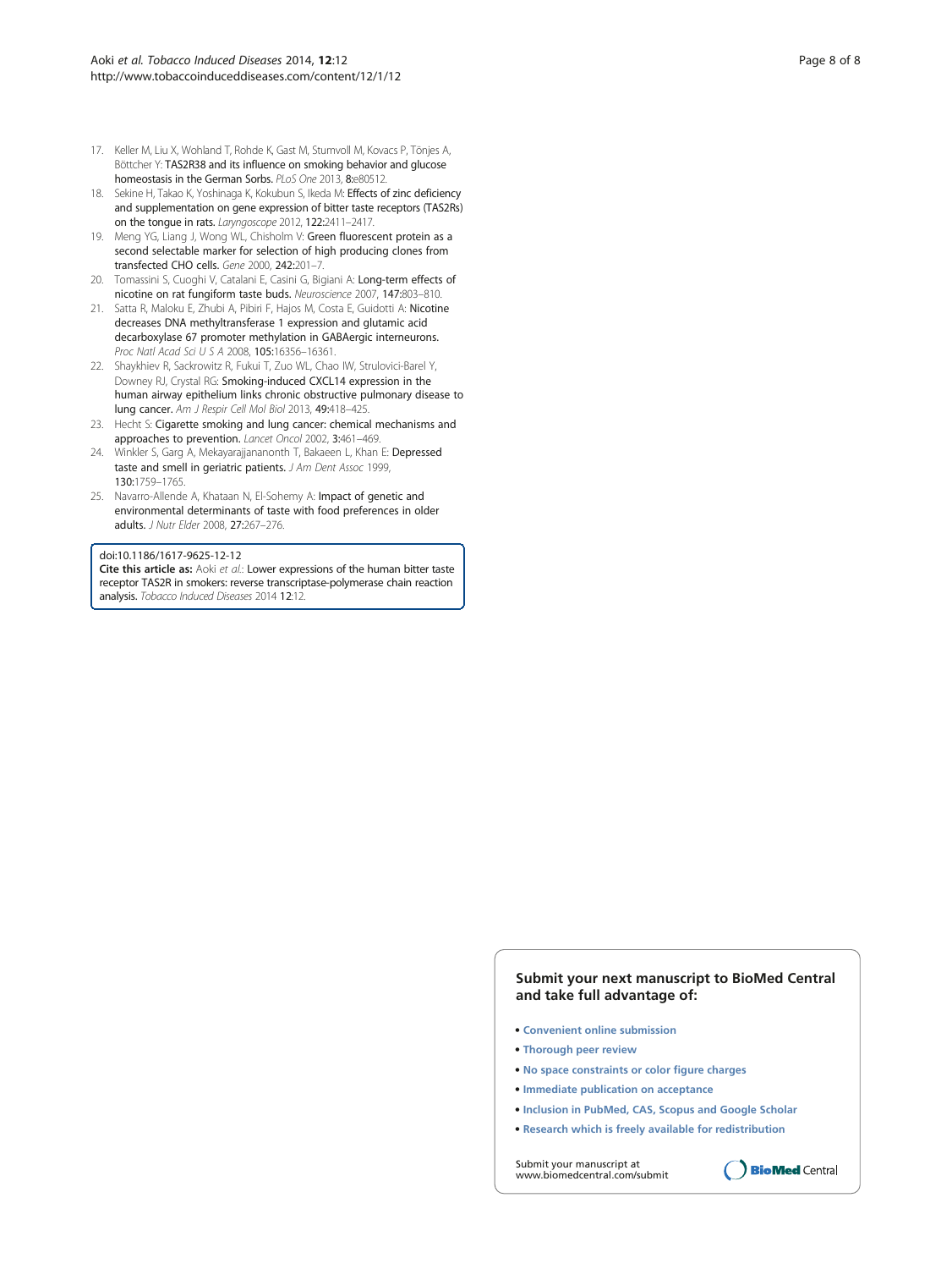17. Keller M, Liu X, Wohland T, Rohde K, Gast M, Stumvoll M, Kovacs P, Tönjes A, Böttcher Y: TAS2R38 and its influence on smoking behavior and glucose homeostasis in the German Sorbs. *PLoS One* 2013, **8:**e80512.
18. Sekine H, Takao K, Yoshinaga K, Kokubun S, Ikeda M: Effects of zinc deficiency and supplementation on gene expression of bitter taste receptors (TAS2Rs) on the tongue in rats. *Laryngoscope* 2012, **122:**2411–2417.
19. Meng YG, Liang J, Wong WL, Chisholm V: Green fluorescent protein as a second selectable marker for selection of high producing clones from transfected CHO cells. *Gene* 2000, **242:**201–7.
20. Tomassini S, Cuoghi V, Catalani E, Casini G, Bigiani A: Long-term effects of nicotine on rat fungiform taste buds. *Neuroscience* 2007, **147:**803–810.
21. Satta R, Maloku E, Zhubi A, Pibiri F, Hajos M, Costa E, Guidotti A: Nicotine decreases DNA methyltransferase 1 expression and glutamic acid decarboxylase 67 promoter methylation in GABAergic interneurons. *Proc Natl Acad Sci U S A* 2008, **105:**16356–16361.
22. Shaykhiev R, Sackrowitz R, Fukui T, Zuo WL, Chao IW, Strulovici-Barel Y, Downey RJ, Crystal RG: Smoking-induced CXCL14 expression in the human airway epithelium links chronic obstructive pulmonary disease to lung cancer. *Am J Respir Cell Mol Biol* 2013, **49:**418–425.
23. Hecht S: Cigarette smoking and lung cancer: chemical mechanisms and approaches to prevention. *Lancet Oncol* 2002, **3:**461–469.
24. Winkler S, Garg A, Mekayarajjananonth T, Bakaeen L, Khan E: Depressed taste and smell in geriatric patients. *J Am Dent Assoc* 1999, **130:**1759–1765.
25. Navarro-Allende A, Khataan N, El-Sohemy A: Impact of genetic and environmental determinants of taste with food preferences in older adults. *J Nutr Elder* 2008, **27:**267–276.

doi:10.1186/1617-9625-12-12

**Cite this article as:** Aoki *et al.*: Lower expressions of the human bitter taste receptor TAS2R in smokers: reverse transcriptase-polymerase chain reaction analysis. *Tobacco Induced Diseases* 2014 **12**:12.

**Submit your next manuscript to BioMed Central and take full advantage of:**

- **Convenient online submission**
- **Thorough peer review**
- **No space constraints or color figure charges**
- **Immediate publication on acceptance**
- **Inclusion in PubMed, CAS, Scopus and Google Scholar**
- **Research which is freely available for redistribution**

Submit your manuscript at
www.biomedcentral.com/submit

BioMed Central